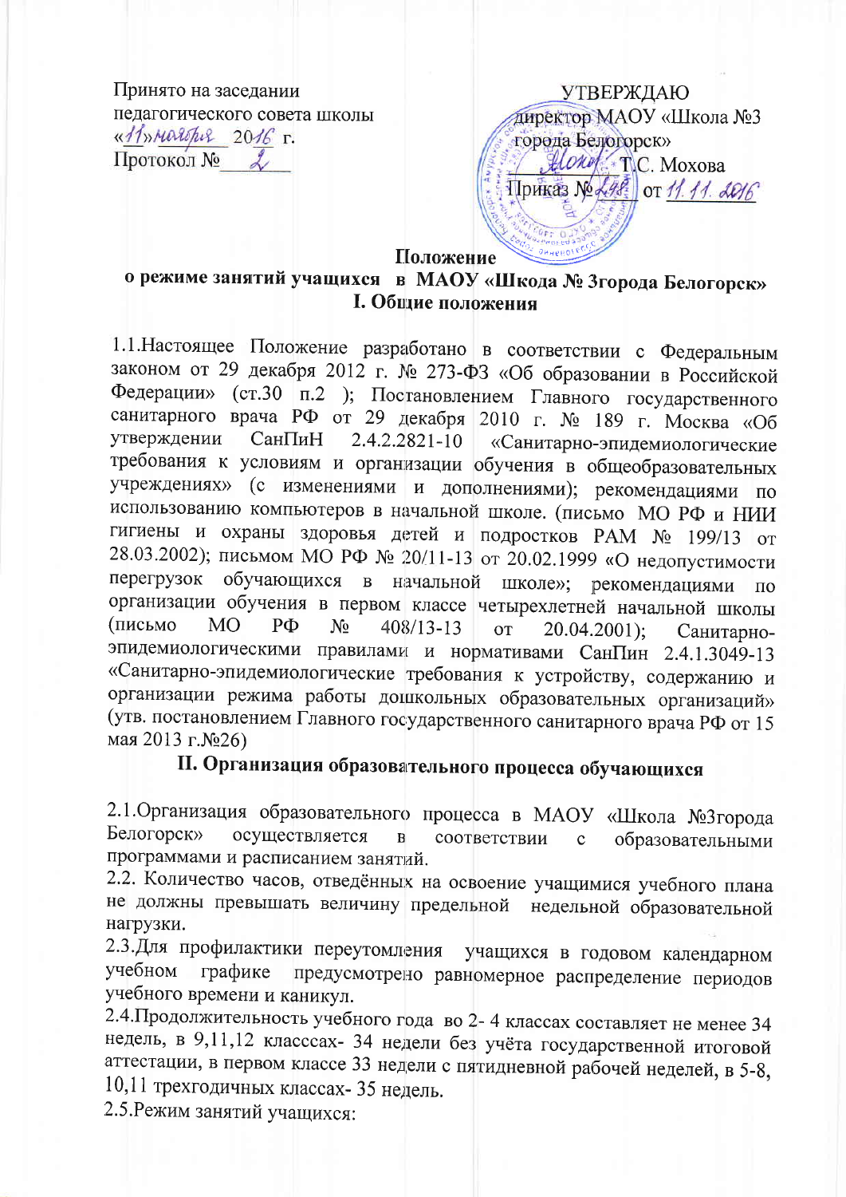Принято на заседании
педагогического совета школы
«11» ноября 2016 г.
Протокол № 2

УТВЕРЖДАЮ
директор МАОУ «Школа №3
города Белогорск»
Т.С. Мохова
Приказ № 248 от 11.11.2016

# Положение
## о режиме занятий учащихся в МАОУ «Школа № 3города Белогорск»
## I. Общие положения

1.1.Настоящее Положение разработано в соответствии с Федеральным законом от 29 декабря 2012 г. № 273-ФЗ «Об образовании в Российской Федерации» (ст.30 п.2 ); Постановлением Главного государственного санитарного врача РФ от 29 декабря 2010 г. № 189 г. Москва «Об утверждении СанПиН 2.4.2.2821-10 «Санитарно-эпидемиологические требования к условиям и организации обучения в общеобразовательных учреждениях» (с изменениями и дополнениями); рекомендациями по использованию компьютеров в начальной школе. (письмо МО РФ и НИИ гигиены и охраны здоровья детей и подростков РАМ № 199/13 от 28.03.2002); письмом МО РФ № 20/11-13 от 20.02.1999 «О недопустимости перегрузок обучающихся в начальной школе»; рекомендациями по организации обучения в первом классе четырехлетней начальной школы (письмо МО РФ № 408/13-13 от 20.04.2001); Санитарно-эпидемиологическими правилами и нормативами СанПин 2.4.1.3049-13 «Санитарно-эпидемиологические требования к устройству, содержанию и организации режима работы дошкольных образовательных организаций» (утв. постановлением Главного государственного санитарного врача РФ от 15 мая 2013 г.№26)

## II. Организация образовательного процесса обучающихся

2.1.Организация образовательного процесса в МАОУ «Школа №3города Белогорск» осуществляется в соответствии с образовательными программами и расписанием занятий.

2.2. Количество часов, отведённых на освоение учащимися учебного плана не должны превышать величину предельной недельной образовательной нагрузки.

2.3.Для профилактики переутомления учащихся в годовом календарном учебном графике предусмотрено равномерное распределение периодов учебного времени и каникул.

2.4.Продолжительность учебного года во 2- 4 классах составляет не менее 34 недель, в 9,11,12 класссах- 34 недели без учёта государственной итоговой аттестации, в первом классе 33 недели с пятидневной рабочей неделей, в 5-8, 10,11 трехгодичных классах- 35 недель.

2.5.Режим занятий учащихся: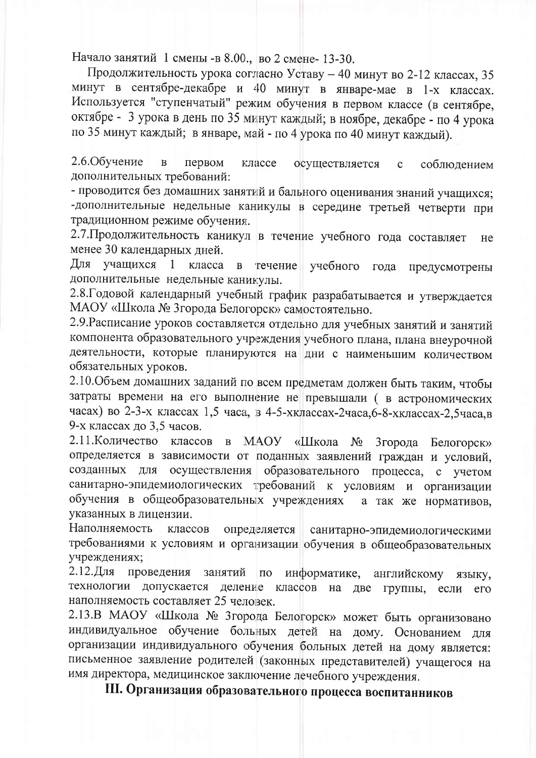Начало занятий 1 смены -в 8.00., во 2 смене- 13-30.

Продолжительность урока согласно Уставу – 40 минут во 2-12 классах, 35 минут в сентябре-декабре и 40 минут в январе-мае в 1-х классах. Используется "ступенчатый" режим обучения в первом классе (в сентябре, октябре - 3 урока в день по 35 минут каждый; в ноябре, декабре - по 4 урока по 35 минут каждый; в январе, май - по 4 урока по 40 минут каждый).

2.6.Обучение в первом классе осуществляется с соблюдением дополнительных требований:

- проводится без домашних занятий и бального оценивания знаний учащихся;
-дополнительные недельные каникулы в середине третьей четверти при традиционном режиме обучения.

2.7.Продолжительность каникул в течение учебного года составляет не менее 30 календарных дней.

Для учащихся 1 класса в течение учебного года предусмотрены дополнительные недельные каникулы.

2.8.Годовой календарный учебный график разрабатывается и утверждается МАОУ «Школа № 3города Белогорск» самостоятельно.

2.9.Расписание уроков составляется отдельно для учебных занятий и занятий компонента образовательного учреждения учебного плана, плана внеурочной деятельности, которые планируются на дни с наименьшим количеством обязательных уроков.

2.10.Объем домашних заданий по всем предметам должен быть таким, чтобы затраты времени на его выполнение не превышали ( в астрономических часах) во 2-3-х классах 1,5 часа, в 4-5-хклассах-2часа,6-8-хклассах-2,5часа,в 9-х классах до 3,5 часов.

2.11.Количество классов в МАОУ «Школа № 3города Белогорск» определяется в зависимости от поданных заявлений граждан и условий, созданных для осуществления образовательного процесса, с учетом санитарно-эпидемиологических требований к условиям и организации обучения в общеобразовательных учреждениях а так же нормативов, указанных в лицензии.

Наполняемость классов определяется санитарно-эпидемиологическими требованиями к условиям и организации обучения в общеобразовательных учреждениях;

2.12.Для проведения занятий по информатике, английскому языку, технологии допускается деление классов на две группы, если его наполняемость составляет 25 человек.

2.13.В МАОУ «Школа № 3города Белогорск» может быть организовано индивидуальное обучение больных детей на дому. Основанием для организации индивидуального обучения больных детей на дому является: письменное заявление родителей (законных представителей) учащегося на имя директора, медицинское заключение лечебного учреждения.

## III. Организация образовательного процесса воспитанников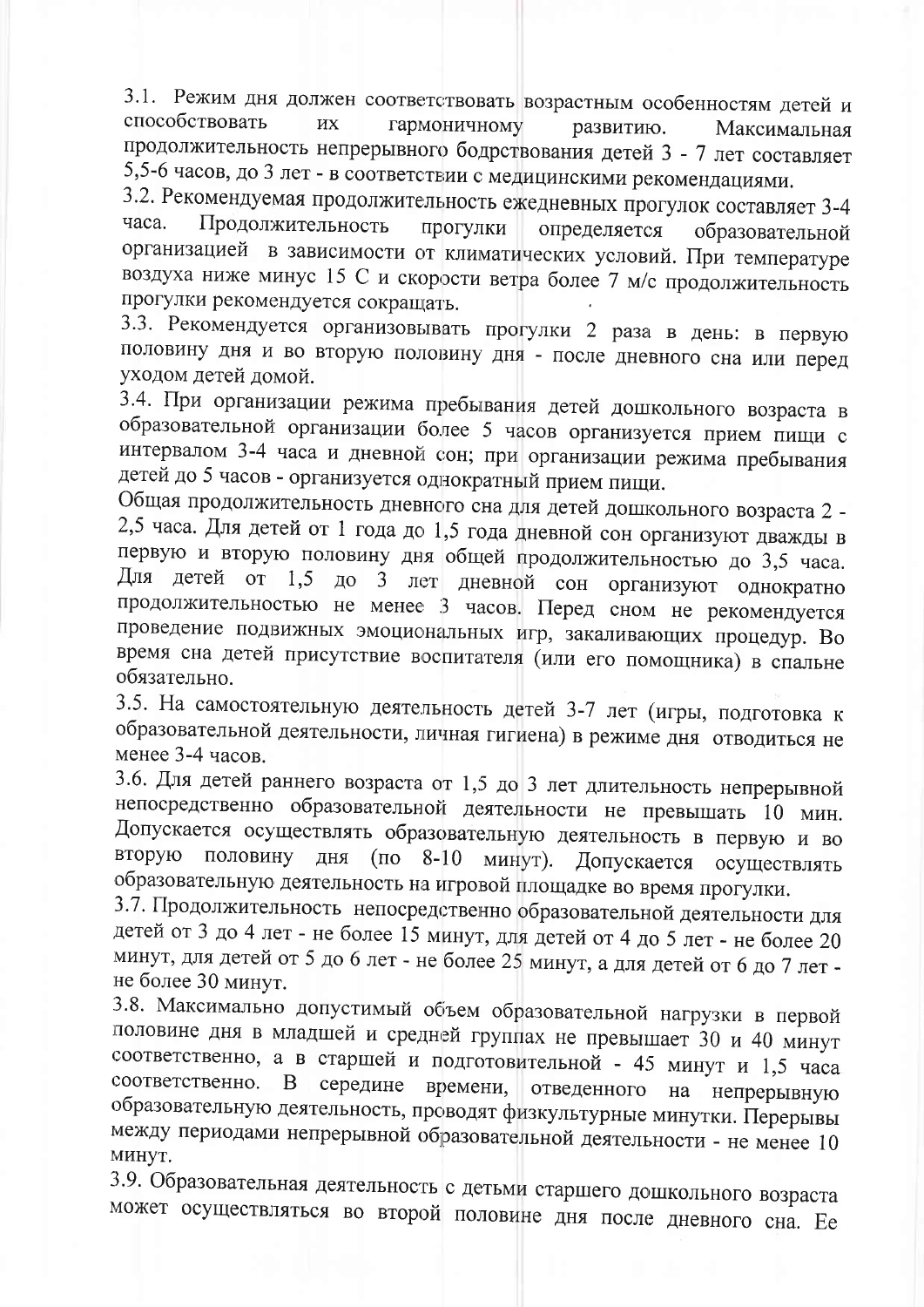3.1. Режим дня должен соответствовать возрастным особенностям детей и способствовать их гармоничному развитию. Максимальная продолжительность непрерывного бодрствования детей 3 - 7 лет составляет 5,5-6 часов, до 3 лет - в соответствии с медицинскими рекомендациями.

3.2. Рекомендуемая продолжительность ежедневных прогулок составляет 3-4 часа. Продолжительность прогулки определяется образовательной организацией в зависимости от климатических условий. При температуре воздуха ниже минус 15 С и скорости ветра более 7 м/с продолжительность прогулки рекомендуется сокращать.

3.3. Рекомендуется организовывать прогулки 2 раза в день: в первую половину дня и во вторую половину дня - после дневного сна или перед уходом детей домой.

3.4. При организации режима пребывания детей дошкольного возраста в образовательной организации более 5 часов организуется прием пищи с интервалом 3-4 часа и дневной сон; при организации режима пребывания детей до 5 часов - организуется однократный прием пищи.

Общая продолжительность дневного сна для детей дошкольного возраста 2 - 2,5 часа. Для детей от 1 года до 1,5 года дневной сон организуют дважды в первую и вторую половину дня общей продолжительностью до 3,5 часа. Для детей от 1,5 до 3 лет дневной сон организуют однократно продолжительностью не менее 3 часов. Перед сном не рекомендуется проведение подвижных эмоциональных игр, закаливающих процедур. Во время сна детей присутствие воспитателя (или его помощника) в спальне обязательно.

3.5. На самостоятельную деятельность детей 3-7 лет (игры, подготовка к образовательной деятельности, личная гигиена) в режиме дня отводиться не менее 3-4 часов.

3.6. Для детей раннего возраста от 1,5 до 3 лет длительность непрерывной непосредственно образовательной деятельности не превышать 10 мин. Допускается осуществлять образовательную деятельность в первую и во вторую половину дня (по 8-10 минут). Допускается осуществлять образовательную деятельность на игровой площадке во время прогулки.

3.7. Продолжительность непосредственно образовательной деятельности для детей от 3 до 4 лет - не более 15 минут, для детей от 4 до 5 лет - не более 20 минут, для детей от 5 до 6 лет - не более 25 минут, а для детей от 6 до 7 лет - не более 30 минут.

3.8. Максимально допустимый объем образовательной нагрузки в первой половине дня в младшей и средней группах не превышает 30 и 40 минут соответственно, а в старшей и подготовительной - 45 минут и 1,5 часа соответственно. В середине времени, отведенного на непрерывную образовательную деятельность, проводят физкультурные минутки. Перерывы между периодами непрерывной образовательной деятельности - не менее 10 минут.

3.9. Образовательная деятельность с детьми старшего дошкольного возраста может осуществляться во второй половине дня после дневного сна. Ее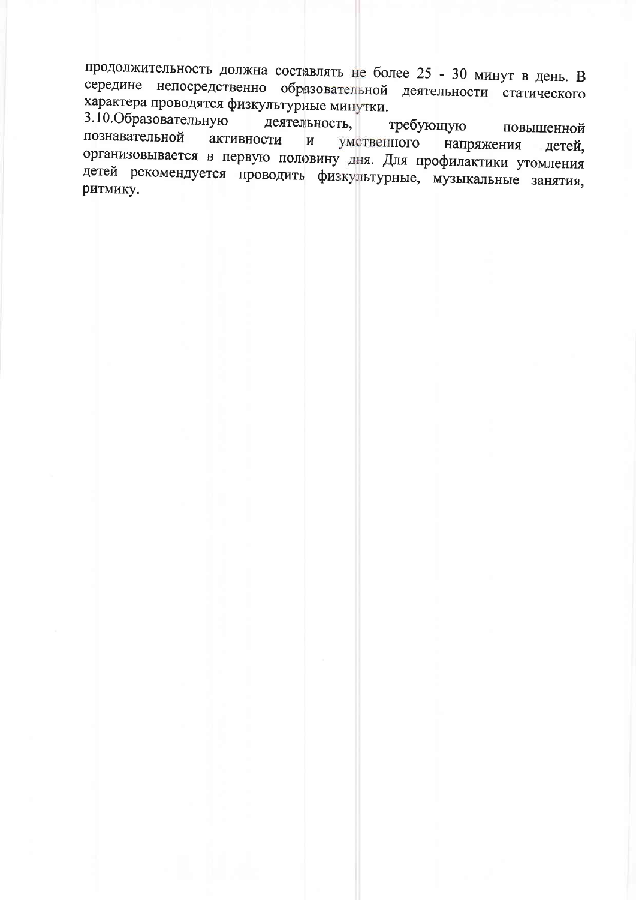продолжительность должна составлять не более 25 - 30 минут в день. В середине непосредственно образовательной деятельности статического характера проводятся физкультурные минутки.

3.10.Образовательную деятельность, требующую повышенной познавательной активности и умственного напряжения детей, организовывается в первую половину дня. Для профилактики утомления детей рекомендуется проводить физкультурные, музыкальные занятия, ритмику.